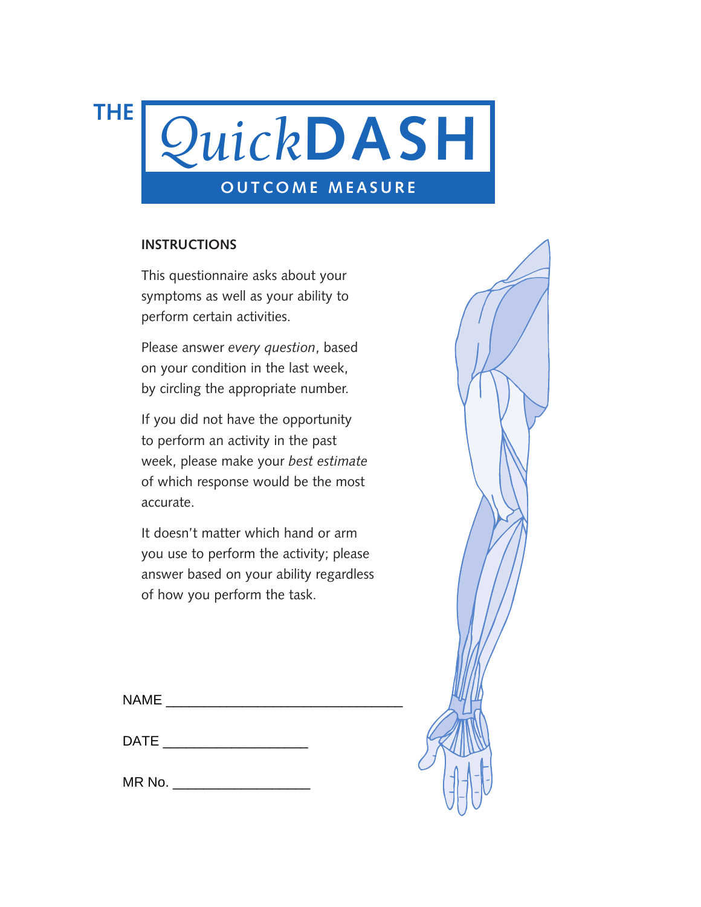# THE *Quick*DASH

## OUTCOME MEASURE

**INSTRUCTIONS**

This questionnaire asks about your symptoms as well as your ability to perform certain activities.

Please answer *every question*, based on your condition in the last week, by circling the appropriate number.

If you did not have the opportunity to perform an activity in the past week, please make your *best estimate* of which response would be the most accurate.

It doesn't matter which hand or arm you use to perform the activity; please answer based on your ability regardless of how you perform the task.

NAME ______________________________

DATE ___________________

MR No. __________________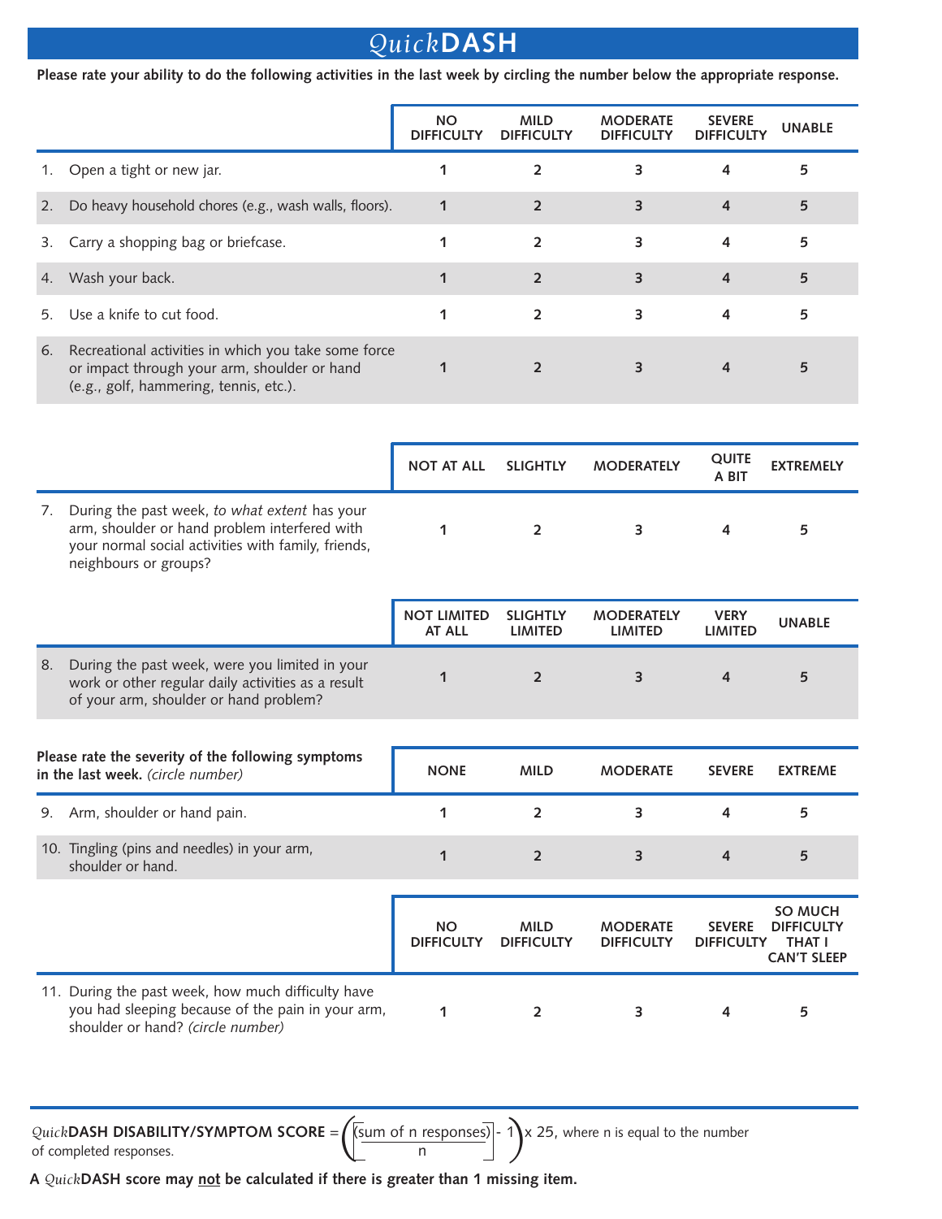# *Quick*DASH

**Please rate your ability to do the following activities in the last week by circling the number below the appropriate response.**

| | NO DIFFICULTY | MILD DIFFICULTY | MODERATE DIFFICULTY | SEVERE DIFFICULTY | UNABLE |
|---|---|---|---|---|---|
| 1. Open a tight or new jar. | 1 | 2 | 3 | 4 | 5 |
| 2. Do heavy household chores (e.g., wash walls, floors). | 1 | 2 | 3 | 4 | 5 |
| 3. Carry a shopping bag or briefcase. | 1 | 2 | 3 | 4 | 5 |
| 4. Wash your back. | 1 | 2 | 3 | 4 | 5 |
| 5. Use a knife to cut food. | 1 | 2 | 3 | 4 | 5 |
| 6. Recreational activities in which you take some force or impact through your arm, shoulder or hand (e.g., golf, hammering, tennis, etc.). | 1 | 2 | 3 | 4 | 5 |

| | NOT AT ALL | SLIGHTLY | MODERATELY | QUITE A BIT | EXTREMELY |
|---|---|---|---|---|---|
| 7. During the past week, *to what extent* has your arm, shoulder or hand problem interfered with your normal social activities with family, friends, neighbours or groups? | 1 | 2 | 3 | 4 | 5 |

| | NOT LIMITED AT ALL | SLIGHTLY LIMITED | MODERATELY LIMITED | VERY LIMITED | UNABLE |
|---|---|---|---|---|---|
| 8. During the past week, were you limited in your work or other regular daily activities as a result of your arm, shoulder or hand problem? | 1 | 2 | 3 | 4 | 5 |

| **Please rate the severity of the following symptoms in the last week.** *(circle number)* | NONE | MILD | MODERATE | SEVERE | EXTREME |
|---|---|---|---|---|---|
| 9. Arm, shoulder or hand pain. | 1 | 2 | 3 | 4 | 5 |
| 10. Tingling (pins and needles) in your arm, shoulder or hand. | 1 | 2 | 3 | 4 | 5 |

| | NO DIFFICULTY | MILD DIFFICULTY | MODERATE DIFFICULTY | SEVERE DIFFICULTY | SO MUCH DIFFICULTY THAT I CAN'T SLEEP |
|---|---|---|---|---|---|
| 11. During the past week, how much difficulty have you had sleeping because of the pain in your arm, shoulder or hand? *(circle number)* | 1 | 2 | 3 | 4 | 5 |

*Quick***DASH DISABILITY/SYMPTOM SCORE** = $\left( \left[ \frac{\text{sum of n responses}}{n} \right] - 1 \right) \times 25$, where n is equal to the number of completed responses.

**A *Quick*DASH score may not be calculated if there is greater than 1 missing item.**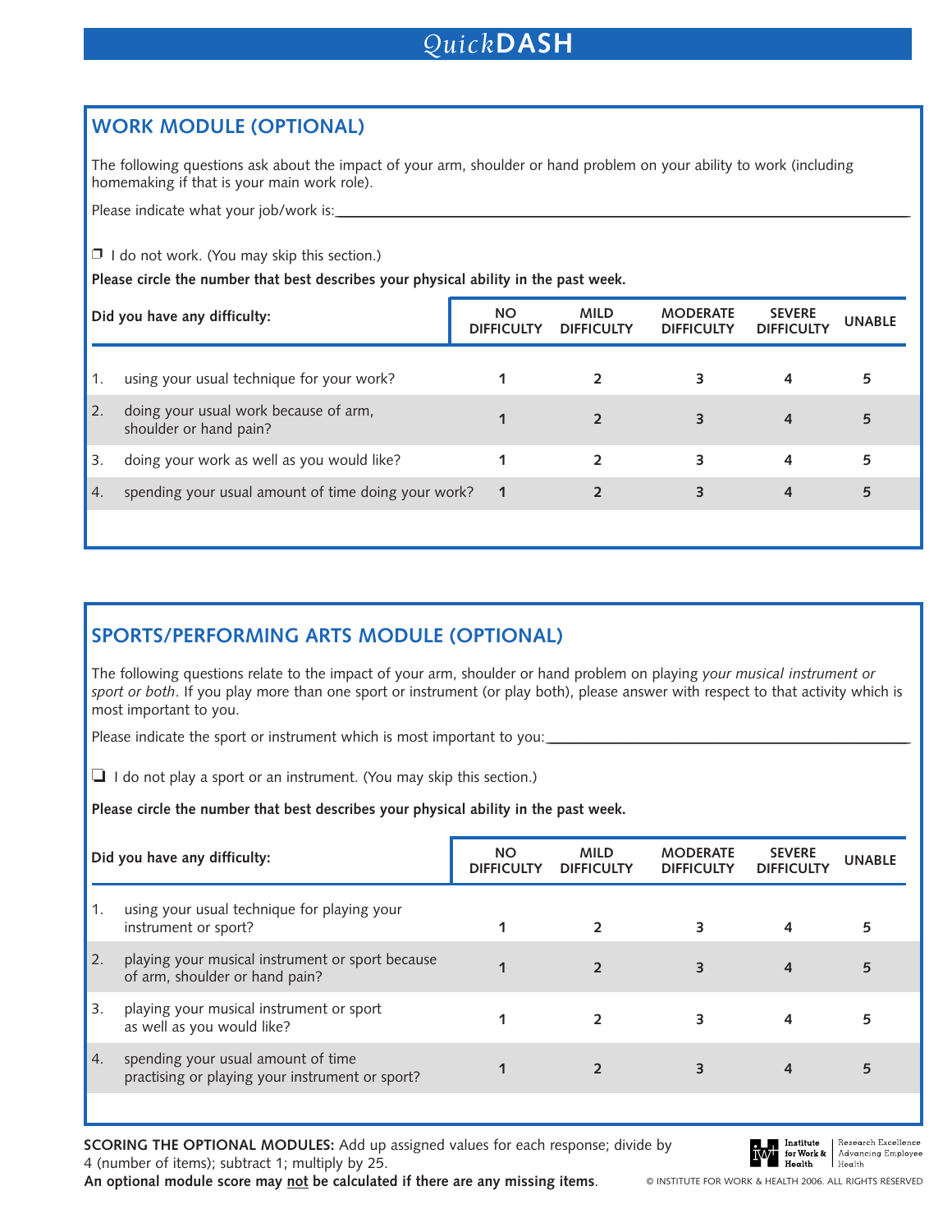# *Quick*DASH

## WORK MODULE (OPTIONAL)

The following questions ask about the impact of your arm, shoulder or hand problem on your ability to work (including homemaking if that is your main work role).

Please indicate what your job/work is:\_\_\_\_\_\_\_\_\_\_\_\_\_\_\_\_\_\_\_\_\_\_\_\_\_\_\_\_\_\_\_\_\_\_\_\_\_\_\_\_

❒ I do not work. (You may skip this section.)

**Please circle the number that best describes your physical ability in the past week.**

| Did you have any difficulty: | NO DIFFICULTY | MILD DIFFICULTY | MODERATE DIFFICULTY | SEVERE DIFFICULTY | UNABLE |
|---|---|---|---|---|---|
| 1. using your usual technique for your work? | 1 | 2 | 3 | 4 | 5 |
| 2. doing your usual work because of arm, shoulder or hand pain? | 1 | 2 | 3 | 4 | 5 |
| 3. doing your work as well as you would like? | 1 | 2 | 3 | 4 | 5 |
| 4. spending your usual amount of time doing your work? | 1 | 2 | 3 | 4 | 5 |

## SPORTS/PERFORMING ARTS MODULE (OPTIONAL)

The following questions relate to the impact of your arm, shoulder or hand problem on playing *your musical instrument or sport or both*. If you play more than one sport or instrument (or play both), please answer with respect to that activity which is most important to you.

Please indicate the sport or instrument which is most important to you:\_\_\_\_\_\_\_\_\_\_\_\_\_\_\_\_\_\_\_\_\_\_\_\_\_\_\_\_\_\_\_\_

❑ I do not play a sport or an instrument. (You may skip this section.)

**Please circle the number that best describes your physical ability in the past week.**

| Did you have any difficulty: | NO DIFFICULTY | MILD DIFFICULTY | MODERATE DIFFICULTY | SEVERE DIFFICULTY | UNABLE |
|---|---|---|---|---|---|
| 1. using your usual technique for playing your instrument or sport? | 1 | 2 | 3 | 4 | 5 |
| 2. playing your musical instrument or sport because of arm, shoulder or hand pain? | 1 | 2 | 3 | 4 | 5 |
| 3. playing your musical instrument or sport as well as you would like? | 1 | 2 | 3 | 4 | 5 |
| 4. spending your usual amount of time practising or playing your instrument or sport? | 1 | 2 | 3 | 4 | 5 |

**SCORING THE OPTIONAL MODULES:** Add up assigned values for each response; divide by 4 (number of items); subtract 1; multiply by 25.

**An optional module score may <u>not</u> be calculated if there are any missing items**.

Institute for Work & Health | Research Excellence Advancing Employee Health

© INSTITUTE FOR WORK & HEALTH 2006. ALL RIGHTS RESERVED